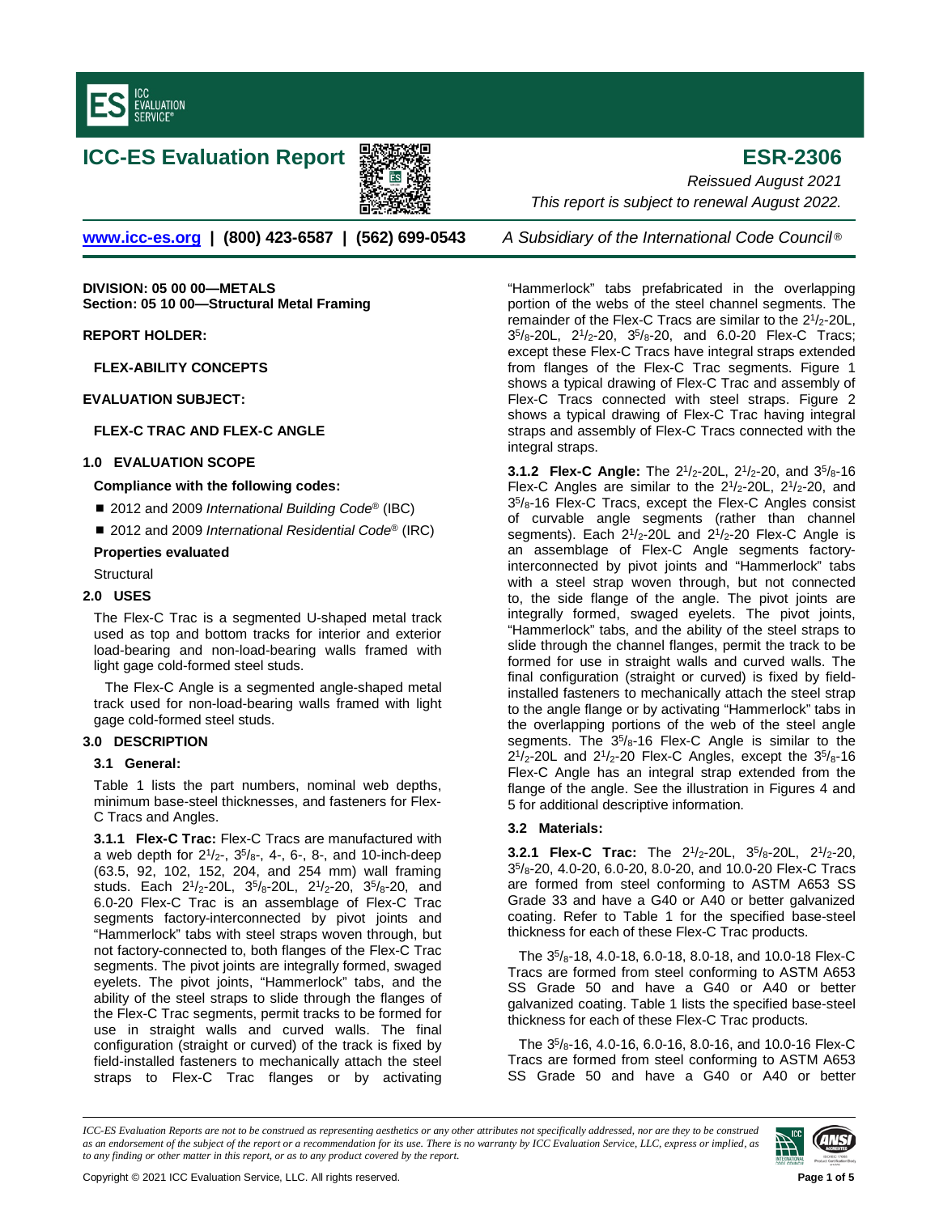# ICC-ES Evaluation Report

# ESR-2306

*Reissued August 2021*

*This report is subject to renewal August 2022.*

www.icc-es.org | (800) 423-6587 | (562) 699-0543 *A Subsidiary of the International Code Council®*

**DIVISION: 05 00 00—METALS**
**Section: 05 10 00—Structural Metal Framing**

**REPORT HOLDER:**

**FLEX-ABILITY CONCEPTS**

**EVALUATION SUBJECT:**

**FLEX-C TRAC AND FLEX-C ANGLE**

## 1.0 EVALUATION SCOPE

**Compliance with the following codes:**

- 2012 and 2009 *International Building Code®* (IBC)
- 2012 and 2009 *International Residential Code®* (IRC)

**Properties evaluated**

Structural

## 2.0 USES

The Flex-C Trac is a segmented U-shaped metal track used as top and bottom tracks for interior and exterior load-bearing and non-load-bearing walls framed with light gage cold-formed steel studs.

The Flex-C Angle is a segmented angle-shaped metal track used for non-load-bearing walls framed with light gage cold-formed steel studs.

## 3.0 DESCRIPTION

### 3.1 General:

Table 1 lists the part numbers, nominal web depths, minimum base-steel thicknesses, and fasteners for Flex-C Tracs and Angles.

**3.1.1 Flex-C Trac:** Flex-C Tracs are manufactured with a web depth for $2^1/_2$-, $3^5/_8$-, 4-, 6-, 8-, and 10-inch-deep (63.5, 92, 102, 152, 204, and 254 mm) wall framing studs. Each $2^1/_2$-20L, $3^5/_8$-20L, $2^1/_2$-20, $3^5/_8$-20, and 6.0-20 Flex-C Trac is an assemblage of Flex-C Trac segments factory-interconnected by pivot joints and "Hammerlock" tabs with steel straps woven through, but not factory-connected to, both flanges of the Flex-C Trac segments. The pivot joints are integrally formed, swaged eyelets. The pivot joints, "Hammerlock" tabs, and the ability of the steel straps to slide through the flanges of the Flex-C Trac segments, permit tracks to be formed for use in straight walls and curved walls. The final configuration (straight or curved) of the track is fixed by field-installed fasteners to mechanically attach the steel straps to Flex-C Trac flanges or by activating "Hammerlock" tabs prefabricated in the overlapping portion of the webs of the steel channel segments. The remainder of the Flex-C Tracs are similar to the $2^1/_2$-20L, $3^5/_8$-20L, $2^1/_2$-20, $3^5/_8$-20, and 6.0-20 Flex-C Tracs; except these Flex-C Tracs have integral straps extended from flanges of the Flex-C Trac segments. Figure 1 shows a typical drawing of Flex-C Trac and assembly of Flex-C Tracs connected with steel straps. Figure 2 shows a typical drawing of Flex-C Trac having integral straps and assembly of Flex-C Tracs connected with the integral straps.

**3.1.2 Flex-C Angle:** The $2^1/_2$-20L, $2^1/_2$-20, and $3^5/_8$-16 Flex-C Angles are similar to the $2^1/_2$-20L, $2^1/_2$-20, and $3^5/_8$-16 Flex-C Tracs, except the Flex-C Angles consist of curvable angle segments (rather than channel segments). Each $2^1/_2$-20L and $2^1/_2$-20 Flex-C Angle is an assemblage of Flex-C Angle segments factory-interconnected by pivot joints and "Hammerlock" tabs with a steel strap woven through, but not connected to, the side flange of the angle. The pivot joints are integrally formed, swaged eyelets. The pivot joints, "Hammerlock" tabs, and the ability of the steel straps to slide through the channel flanges, permit the track to be formed for use in straight walls and curved walls. The final configuration (straight or curved) is fixed by field-installed fasteners to mechanically attach the steel strap to the angle flange or by activating "Hammerlock" tabs in the overlapping portions of the web of the steel angle segments. The $3^5/_8$-16 Flex-C Angle is similar to the $2^1/_2$-20L and $2^1/_2$-20 Flex-C Angles, except the $3^5/_8$-16 Flex-C Angle has an integral strap extended from the flange of the angle. See the illustration in Figures 4 and 5 for additional descriptive information.

### 3.2 Materials:

**3.2.1 Flex-C Trac:** The $2^1/_2$-20L, $3^5/_8$-20L, $2^1/_2$-20, $3^5/_8$-20, 4.0-20, 6.0-20, 8.0-20, and 10.0-20 Flex-C Tracs are formed from steel conforming to ASTM A653 SS Grade 33 and have a G40 or A40 or better galvanized coating. Refer to Table 1 for the specified base-steel thickness for each of these Flex-C Trac products.

The $3^5/_8$-18, 4.0-18, 6.0-18, 8.0-18, and 10.0-18 Flex-C Tracs are formed from steel conforming to ASTM A653 SS Grade 50 and have a G40 or A40 or better galvanized coating. Table 1 lists the specified base-steel thickness for each of these Flex-C Trac products.

The $3^5/_8$-16, 4.0-16, 6.0-16, 8.0-16, and 10.0-16 Flex-C Tracs are formed from steel conforming to ASTM A653 SS Grade 50 and have a G40 or A40 or better

*ICC-ES Evaluation Reports are not to be construed as representing aesthetics or any other attributes not specifically addressed, nor are they to be construed as an endorsement of the subject of the report or a recommendation for its use. There is no warranty by ICC Evaluation Service, LLC, express or implied, as to any finding or other matter in this report, or as to any product covered by the report.*

Copyright © 2021 ICC Evaluation Service, LLC. All rights reserved.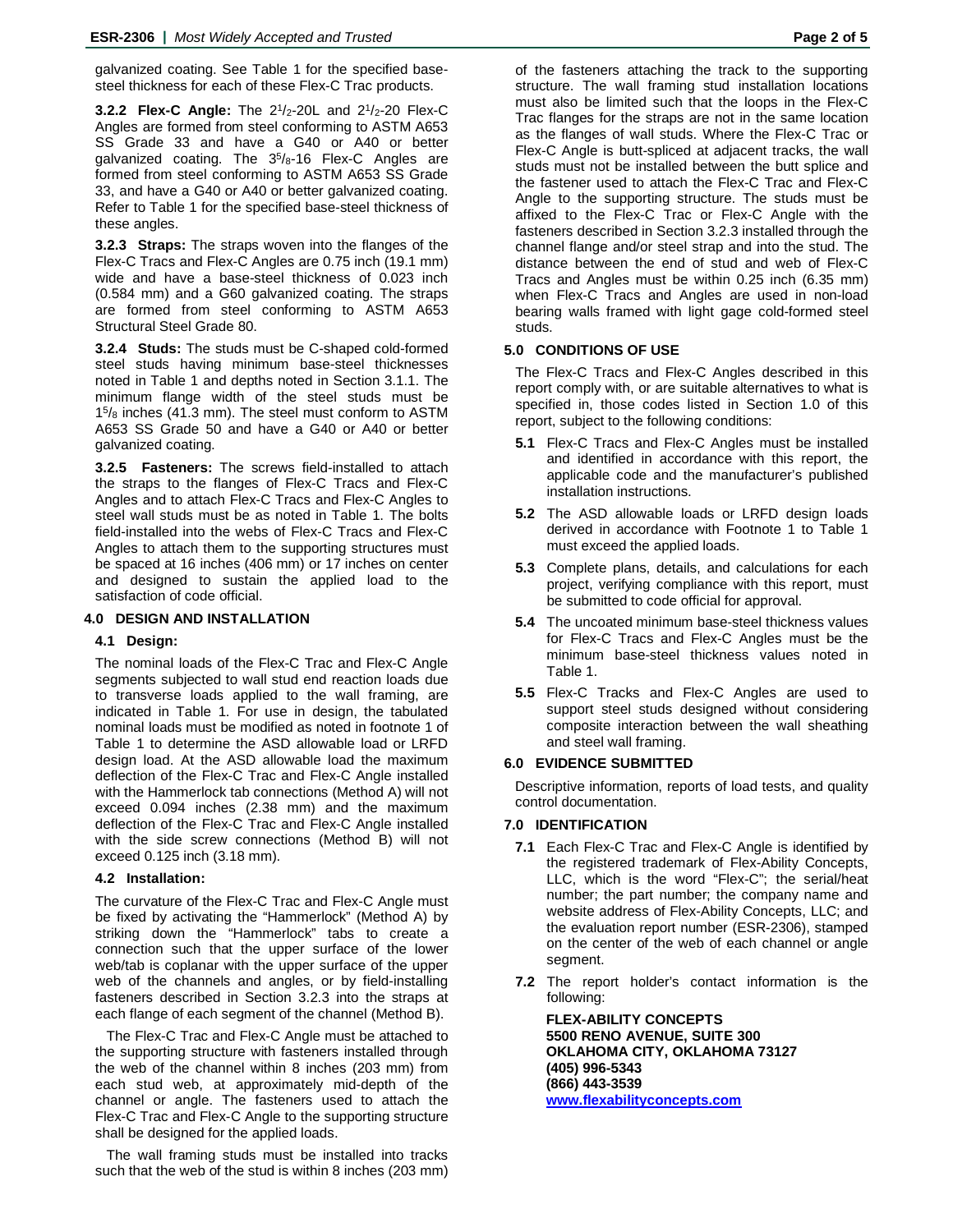galvanized coating. See Table 1 for the specified base-steel thickness for each of these Flex-C Trac products.

**3.2.2 Flex-C Angle:** The $2^1/_2$-20L and $2^1/_2$-20 Flex-C Angles are formed from steel conforming to ASTM A653 SS Grade 33 and have a G40 or A40 or better galvanized coating. The $3^5/_8$-16 Flex-C Angles are formed from steel conforming to ASTM A653 SS Grade 33, and have a G40 or A40 or better galvanized coating. Refer to Table 1 for the specified base-steel thickness of these angles.

**3.2.3 Straps:** The straps woven into the flanges of the Flex-C Tracs and Flex-C Angles are 0.75 inch (19.1 mm) wide and have a base-steel thickness of 0.023 inch (0.584 mm) and a G60 galvanized coating. The straps are formed from steel conforming to ASTM A653 Structural Steel Grade 80.

**3.2.4 Studs:** The studs must be C-shaped cold-formed steel studs having minimum base-steel thicknesses noted in Table 1 and depths noted in Section 3.1.1. The minimum flange width of the steel studs must be $1^5/_8$ inches (41.3 mm). The steel must conform to ASTM A653 SS Grade 50 and have a G40 or A40 or better galvanized coating.

**3.2.5 Fasteners:** The screws field-installed to attach the straps to the flanges of Flex-C Tracs and Flex-C Angles and to attach Flex-C Tracs and Flex-C Angles to steel wall studs must be as noted in Table 1. The bolts field-installed into the webs of Flex-C Tracs and Flex-C Angles to attach them to the supporting structures must be spaced at 16 inches (406 mm) or 17 inches on center and designed to sustain the applied load to the satisfaction of code official.

## 4.0 DESIGN AND INSTALLATION

### 4.1 Design:

The nominal loads of the Flex-C Trac and Flex-C Angle segments subjected to wall stud end reaction loads due to transverse loads applied to the wall framing, are indicated in Table 1. For use in design, the tabulated nominal loads must be modified as noted in footnote 1 of Table 1 to determine the ASD allowable load or LRFD design load. At the ASD allowable load the maximum deflection of the Flex-C Trac and Flex-C Angle installed with the Hammerlock tab connections (Method A) will not exceed 0.094 inches (2.38 mm) and the maximum deflection of the Flex-C Trac and Flex-C Angle installed with the side screw connections (Method B) will not exceed 0.125 inch (3.18 mm).

### 4.2 Installation:

The curvature of the Flex-C Trac and Flex-C Angle must be fixed by activating the "Hammerlock" (Method A) by striking down the "Hammerlock" tabs to create a connection such that the upper surface of the lower web/tab is coplanar with the upper surface of the upper web of the channels and angles, or by field-installing fasteners described in Section 3.2.3 into the straps at each flange of each segment of the channel (Method B).

The Flex-C Trac and Flex-C Angle must be attached to the supporting structure with fasteners installed through the web of the channel within 8 inches (203 mm) from each stud web, at approximately mid-depth of the channel or angle. The fasteners used to attach the Flex-C Trac and Flex-C Angle to the supporting structure shall be designed for the applied loads.

The wall framing studs must be installed into tracks such that the web of the stud is within 8 inches (203 mm) of the fasteners attaching the track to the supporting structure. The wall framing stud installation locations must also be limited such that the loops in the Flex-C Trac flanges for the straps are not in the same location as the flanges of wall studs. Where the Flex-C Trac or Flex-C Angle is butt-spliced at adjacent tracks, the wall studs must not be installed between the butt splice and the fastener used to attach the Flex-C Trac and Flex-C Angle to the supporting structure. The studs must be affixed to the Flex-C Trac or Flex-C Angle with the fasteners described in Section 3.2.3 installed through the channel flange and/or steel strap and into the stud. The distance between the end of stud and web of Flex-C Tracs and Angles must be within 0.25 inch (6.35 mm) when Flex-C Tracs and Angles are used in non-load bearing walls framed with light gage cold-formed steel studs.

## 5.0 CONDITIONS OF USE

The Flex-C Tracs and Flex-C Angles described in this report comply with, or are suitable alternatives to what is specified in, those codes listed in Section 1.0 of this report, subject to the following conditions:

**5.1** Flex-C Tracs and Flex-C Angles must be installed and identified in accordance with this report, the applicable code and the manufacturer's published installation instructions.

**5.2** The ASD allowable loads or LRFD design loads derived in accordance with Footnote 1 to Table 1 must exceed the applied loads.

**5.3** Complete plans, details, and calculations for each project, verifying compliance with this report, must be submitted to code official for approval.

**5.4** The uncoated minimum base-steel thickness values for Flex-C Tracs and Flex-C Angles must be the minimum base-steel thickness values noted in Table 1.

**5.5** Flex-C Tracks and Flex-C Angles are used to support steel studs designed without considering composite interaction between the wall sheathing and steel wall framing.

## 6.0 EVIDENCE SUBMITTED

Descriptive information, reports of load tests, and quality control documentation.

## 7.0 IDENTIFICATION

**7.1** Each Flex-C Trac and Flex-C Angle is identified by the registered trademark of Flex-Ability Concepts, LLC, which is the word "Flex-C"; the serial/heat number; the part number; the company name and website address of Flex-Ability Concepts, LLC; and the evaluation report number (ESR-2306), stamped on the center of the web of each channel or angle segment.

**7.2** The report holder's contact information is the following:

**FLEX-ABILITY CONCEPTS**
**5500 RENO AVENUE, SUITE 300**
**OKLAHOMA CITY, OKLAHOMA 73127**
**(405) 996-5343**
**(866) 443-3539**
**www.flexabilityconcepts.com**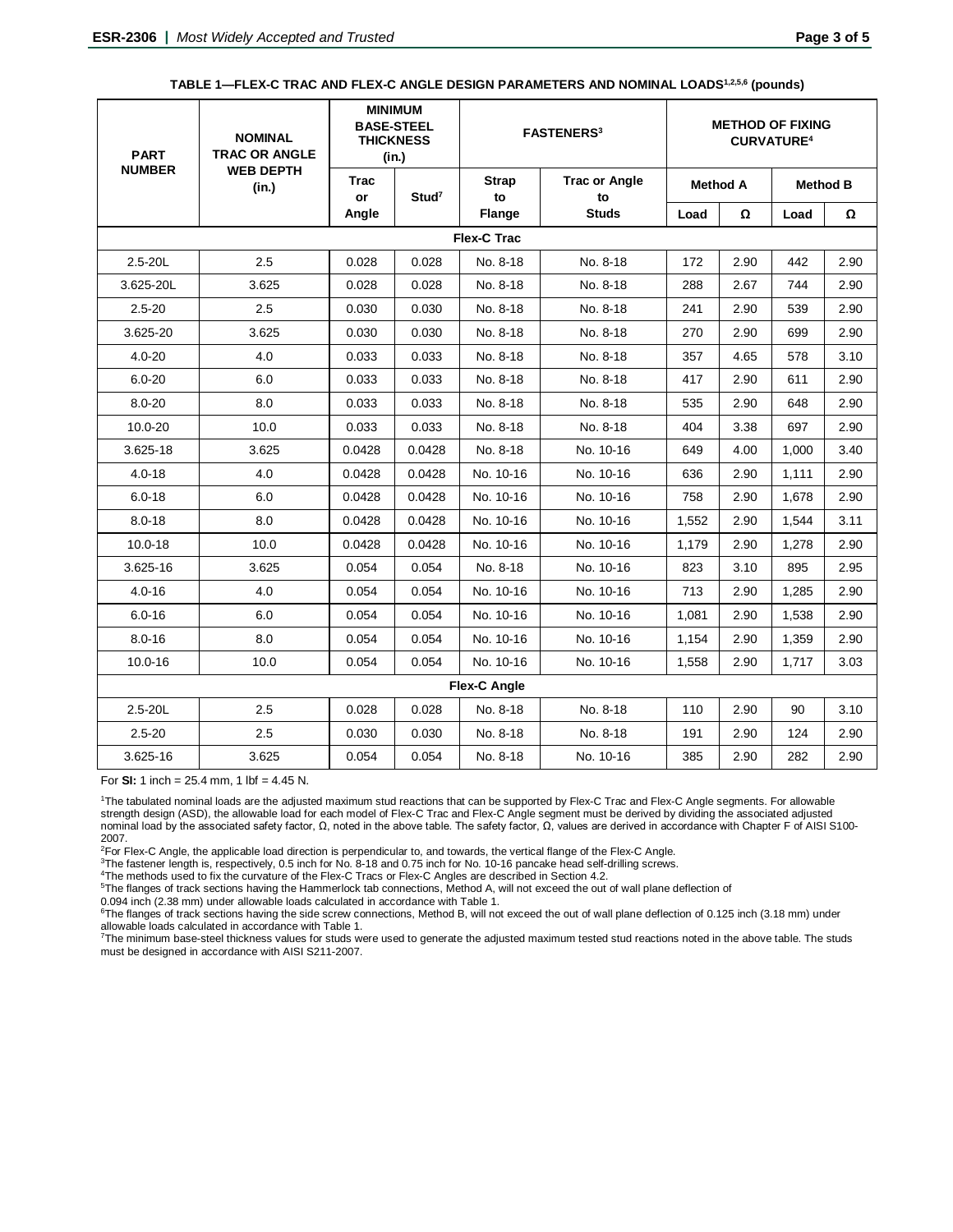**TABLE 1—FLEX-C TRAC AND FLEX-C ANGLE DESIGN PARAMETERS AND NOMINAL LOADS[1,2,5,6] (pounds)**

| PART NUMBER | NOMINAL TRAC OR ANGLE WEB DEPTH (in.) | MINIMUM BASE-STEEL THICKNESS (in.) | | FASTENERS[3] | | METHOD OF FIXING CURVATURE[4] | | | |
|---|---|---|---|---|---|---|---|---|---|
| | | Trac or Angle | Stud[7] | Strap to Flange | Trac or Angle to Studs | Method A | | Method B | |
| | | | | | | Load | Ω | Load | Ω |
| **Flex-C Trac** | | | | | | | | | |
| 2.5-20L | 2.5 | 0.028 | 0.028 | No. 8-18 | No. 8-18 | 172 | 2.90 | 442 | 2.90 |
| 3.625-20L | 3.625 | 0.028 | 0.028 | No. 8-18 | No. 8-18 | 288 | 2.67 | 744 | 2.90 |
| 2.5-20 | 2.5 | 0.030 | 0.030 | No. 8-18 | No. 8-18 | 241 | 2.90 | 539 | 2.90 |
| 3.625-20 | 3.625 | 0.030 | 0.030 | No. 8-18 | No. 8-18 | 270 | 2.90 | 699 | 2.90 |
| 4.0-20 | 4.0 | 0.033 | 0.033 | No. 8-18 | No. 8-18 | 357 | 4.65 | 578 | 3.10 |
| 6.0-20 | 6.0 | 0.033 | 0.033 | No. 8-18 | No. 8-18 | 417 | 2.90 | 611 | 2.90 |
| 8.0-20 | 8.0 | 0.033 | 0.033 | No. 8-18 | No. 8-18 | 535 | 2.90 | 648 | 2.90 |
| 10.0-20 | 10.0 | 0.033 | 0.033 | No. 8-18 | No. 8-18 | 404 | 3.38 | 697 | 2.90 |
| 3.625-18 | 3.625 | 0.0428 | 0.0428 | No. 8-18 | No. 10-16 | 649 | 4.00 | 1,000 | 3.40 |
| 4.0-18 | 4.0 | 0.0428 | 0.0428 | No. 10-16 | No. 10-16 | 636 | 2.90 | 1,111 | 2.90 |
| 6.0-18 | 6.0 | 0.0428 | 0.0428 | No. 10-16 | No. 10-16 | 758 | 2.90 | 1,678 | 2.90 |
| 8.0-18 | 8.0 | 0.0428 | 0.0428 | No. 10-16 | No. 10-16 | 1,552 | 2.90 | 1,544 | 3.11 |
| 10.0-18 | 10.0 | 0.0428 | 0.0428 | No. 10-16 | No. 10-16 | 1,179 | 2.90 | 1,278 | 2.90 |
| 3.625-16 | 3.625 | 0.054 | 0.054 | No. 8-18 | No. 10-16 | 823 | 3.10 | 895 | 2.95 |
| 4.0-16 | 4.0 | 0.054 | 0.054 | No. 10-16 | No. 10-16 | 713 | 2.90 | 1,285 | 2.90 |
| 6.0-16 | 6.0 | 0.054 | 0.054 | No. 10-16 | No. 10-16 | 1,081 | 2.90 | 1,538 | 2.90 |
| 8.0-16 | 8.0 | 0.054 | 0.054 | No. 10-16 | No. 10-16 | 1,154 | 2.90 | 1,359 | 2.90 |
| 10.0-16 | 10.0 | 0.054 | 0.054 | No. 10-16 | No. 10-16 | 1,558 | 2.90 | 1,717 | 3.03 |
| **Flex-C Angle** | | | | | | | | | |
| 2.5-20L | 2.5 | 0.028 | 0.028 | No. 8-18 | No. 8-18 | 110 | 2.90 | 90 | 3.10 |
| 2.5-20 | 2.5 | 0.030 | 0.030 | No. 8-18 | No. 8-18 | 191 | 2.90 | 124 | 2.90 |
| 3.625-16 | 3.625 | 0.054 | 0.054 | No. 8-18 | No. 10-16 | 385 | 2.90 | 282 | 2.90 |

For **SI:** 1 inch = 25.4 mm, 1 lbf = 4.45 N.

[1]The tabulated nominal loads are the adjusted maximum stud reactions that can be supported by Flex-C Trac and Flex-C Angle segments. For allowable strength design (ASD), the allowable load for each model of Flex-C Trac and Flex-C Angle segment must be derived by dividing the associated adjusted nominal load by the associated safety factor, Ω, noted in the above table. The safety factor, Ω, values are derived in accordance with Chapter F of AISI S100-2007.

[2]For Flex-C Angle, the applicable load direction is perpendicular to, and towards, the vertical flange of the Flex-C Angle.

[3]The fastener length is, respectively, 0.5 inch for No. 8-18 and 0.75 inch for No. 10-16 pancake head self-drilling screws.

[4]The methods used to fix the curvature of the Flex-C Tracs or Flex-C Angles are described in Section 4.2.

[5]The flanges of track sections having the Hammerlock tab connections, Method A, will not exceed the out of wall plane deflection of 0.094 inch (2.38 mm) under allowable loads calculated in accordance with Table 1.

[6]The flanges of track sections having the side screw connections, Method B, will not exceed the out of wall plane deflection of 0.125 inch (3.18 mm) under allowable loads calculated in accordance with Table 1.

[7]The minimum base-steel thickness values for studs were used to generate the adjusted maximum tested stud reactions noted in the above table. The studs must be designed in accordance with AISI S211-2007.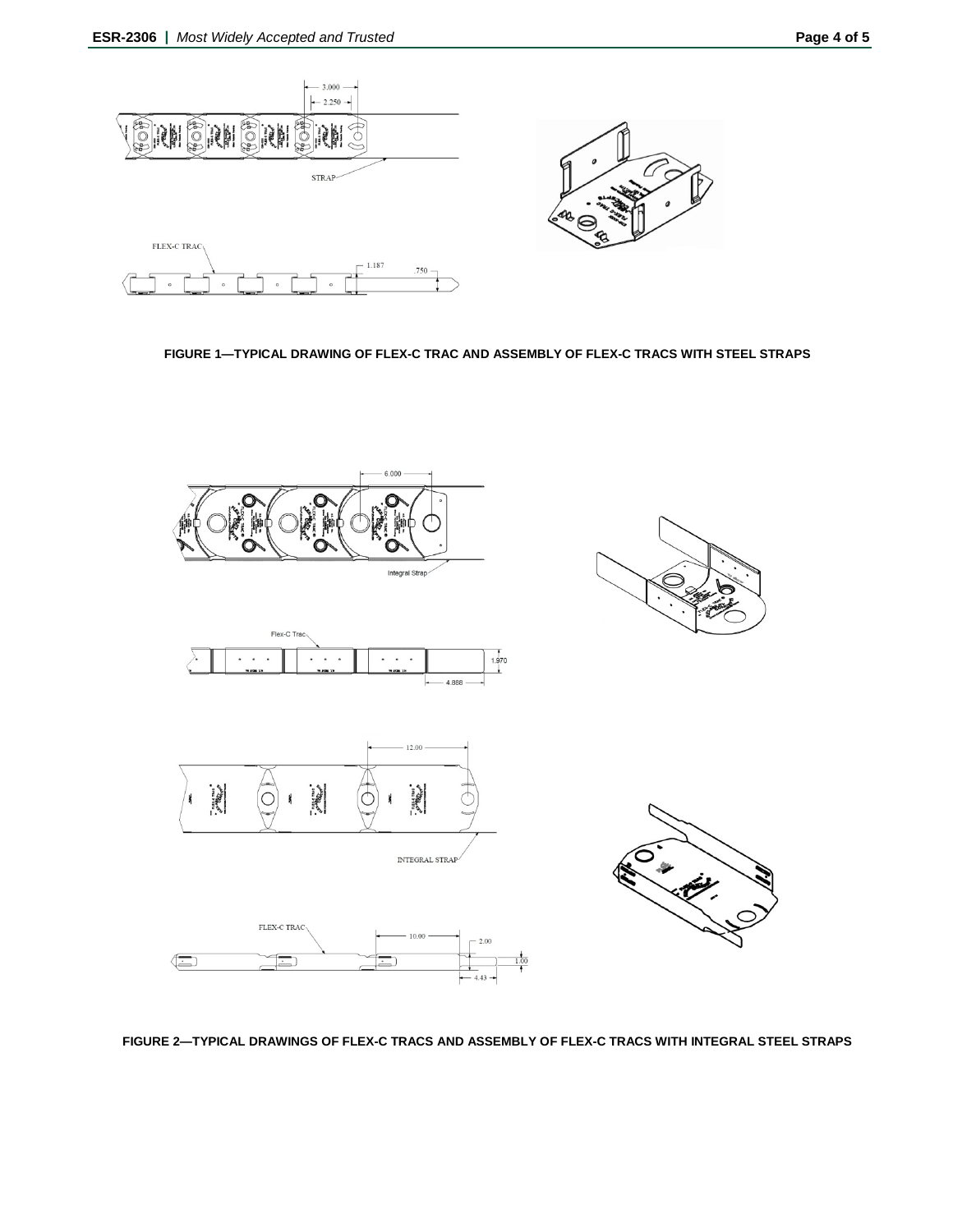FIGURE 1—TYPICAL DRAWING OF FLEX-C TRAC AND ASSEMBLY OF FLEX-C TRACS WITH STEEL STRAPS

FIGURE 2—TYPICAL DRAWINGS OF FLEX-C TRACS AND ASSEMBLY OF FLEX-C TRACS WITH INTEGRAL STEEL STRAPS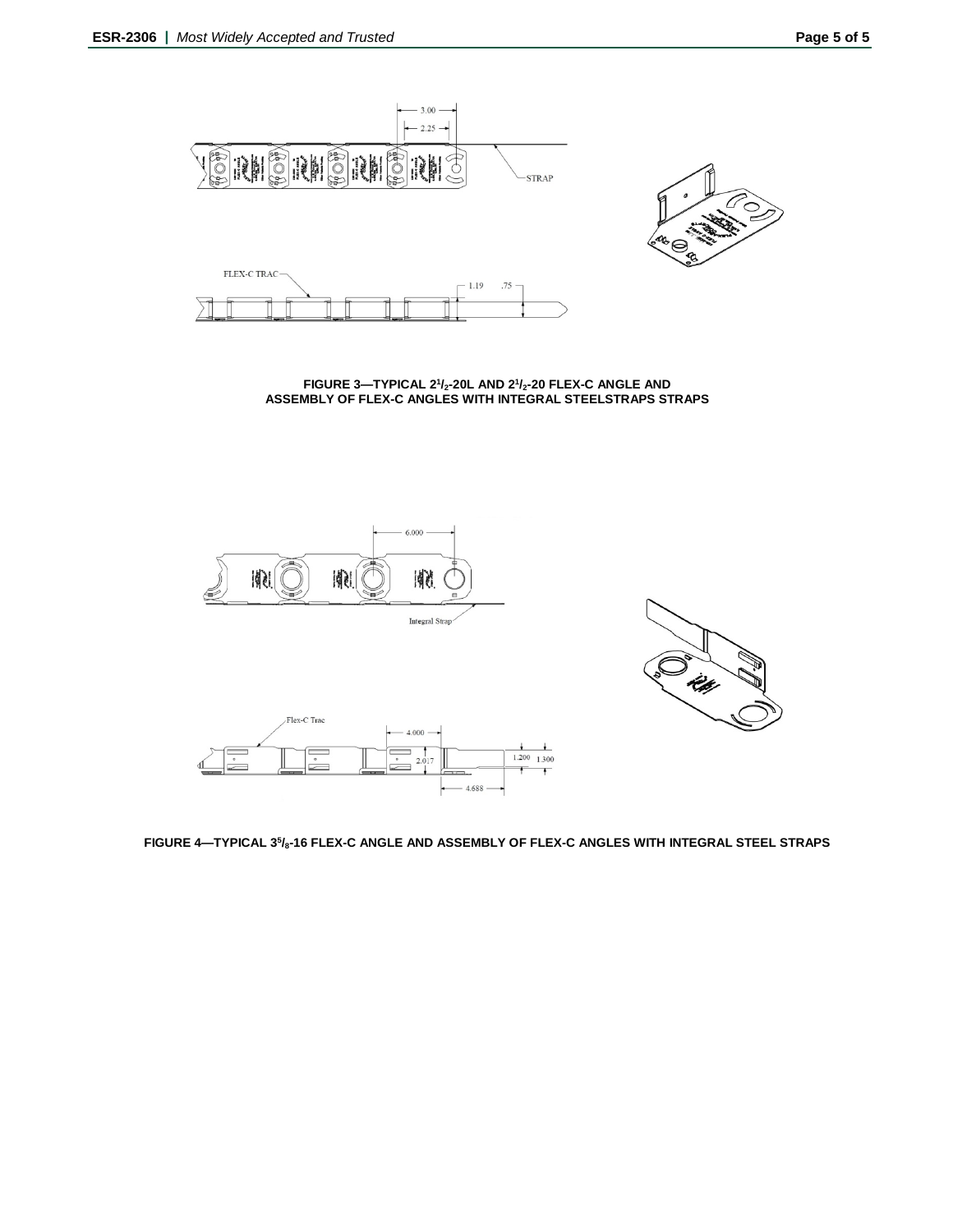3.00

2.25

STRAP

FLEX-C TRAC

1.19

.75

**FIGURE 3—TYPICAL 2 1/2-20L AND 2 1/2-20 FLEX-C ANGLE AND ASSEMBLY OF FLEX-C ANGLES WITH INTEGRAL STEELSTRAPS STRAPS**

6.000

Integral Strap

Flex-C Trac

4.000

2.017

1.200

1.300

4.688

**FIGURE 4—TYPICAL 3 5/8-16 FLEX-C ANGLE AND ASSEMBLY OF FLEX-C ANGLES WITH INTEGRAL STEEL STRAPS**